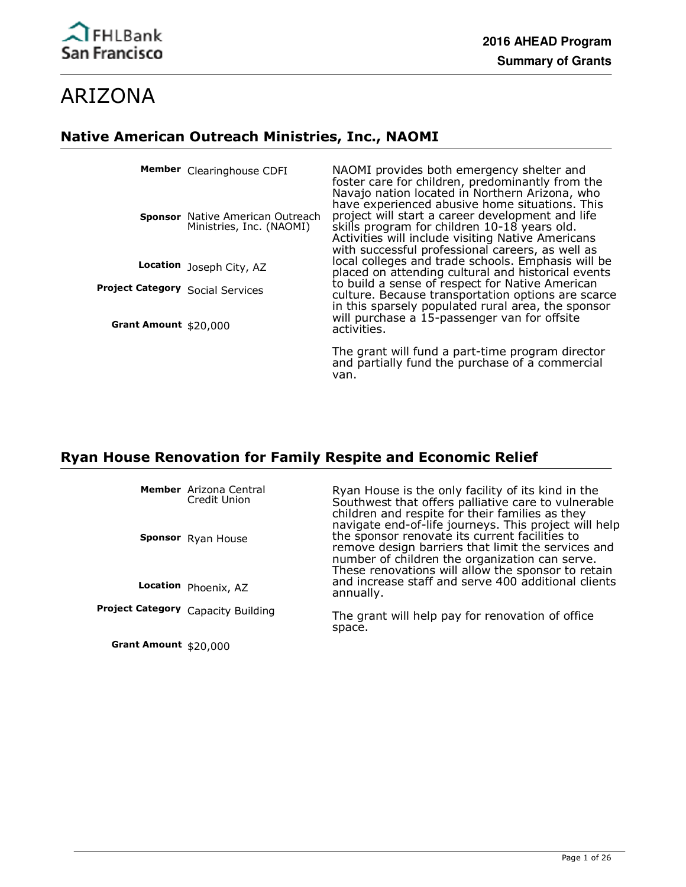# ARIZONA

## Native American Outreach Ministries, Inc., NAOMI

**Member** Clearinghouse CDFI

**Sponsor** Native American Outreach Ministries, Inc. (NAOMI)

**Location** Joseph City, AZ

**Project Category** Social Services

**Grant Amount** $20,000

NAOMI provides both emergency shelter and foster care for children, predominantly from the Navajo nation located in Northern Arizona, who have experienced abusive home situations. This project will start a career development and life skills program for children 10-18 years old. Activities will include visiting Native Americans with successful professional careers, as well as local colleges and trade schools. Emphasis will be placed on attending cultural and historical events to build a sense of respect for Native American culture. Because transportation options are scarce in this sparsely populated rural area, the sponsor will purchase a 15-passenger van for offsite activities.

The grant will fund a part-time program director and partially fund the purchase of a commercial van.

## Ryan House Renovation for Family Respite and Economic Relief

**Member** Arizona Central Credit Union

**Sponsor** Ryan House

**Location** Phoenix, AZ

**Project Category** Capacity Building

**Grant Amount** $20,000

Ryan House is the only facility of its kind in the Southwest that offers palliative care to vulnerable children and respite for their families as they navigate end-of-life journeys. This project will help the sponsor renovate its current facilities to remove design barriers that limit the services and number of children the organization can serve. These renovations will allow the sponsor to retain and increase staff and serve 400 additional clients annually.

The grant will help pay for renovation of office space.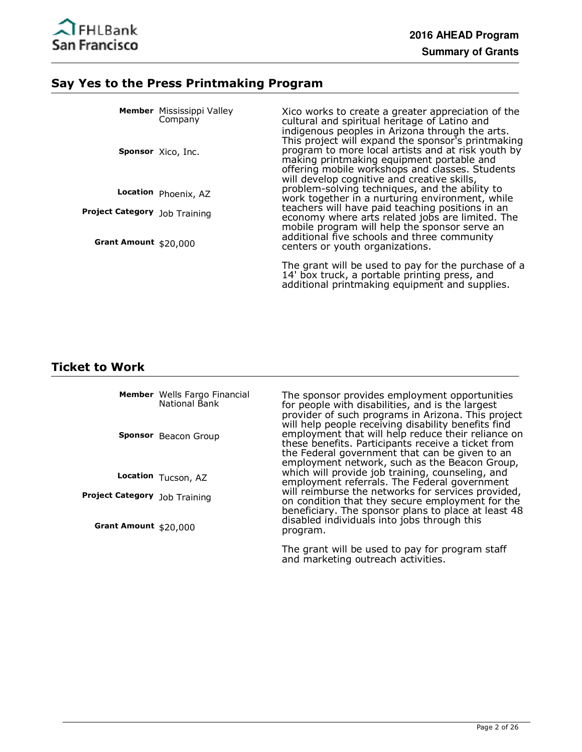## Say Yes to the Press Printmaking Program

| | |
|---|---|
| **Member** | Mississippi Valley Company |
| **Sponsor** | Xico, Inc. |
| **Location** | Phoenix, AZ |
| **Project Category** | Job Training |
| **Grant Amount** | $20,000 |

Xico works to create a greater appreciation of the cultural and spiritual heritage of Latino and indigenous peoples in Arizona through the arts. This project will expand the sponsor's printmaking program to more local artists and at risk youth by making printmaking equipment portable and offering mobile workshops and classes. Students will develop cognitive and creative skills, problem-solving techniques, and the ability to work together in a nurturing environment, while teachers will have paid teaching positions in an economy where arts related jobs are limited. The mobile program will help the sponsor serve an additional five schools and three community centers or youth organizations.

The grant will be used to pay for the purchase of a 14' box truck, a portable printing press, and additional printmaking equipment and supplies.

## Ticket to Work

| | |
|---|---|
| **Member** | Wells Fargo Financial National Bank |
| **Sponsor** | Beacon Group |
| **Location** | Tucson, AZ |
| **Project Category** | Job Training |
| **Grant Amount** | $20,000 |

The sponsor provides employment opportunities for people with disabilities, and is the largest provider of such programs in Arizona. This project will help people receiving disability benefits find employment that will help reduce their reliance on these benefits. Participants receive a ticket from the Federal government that can be given to an employment network, such as the Beacon Group, which will provide job training, counseling, and employment referrals. The Federal government will reimburse the networks for services provided, on condition that they secure employment for the beneficiary. The sponsor plans to place at least 48 disabled individuals into jobs through this program.

The grant will be used to pay for program staff and marketing outreach activities.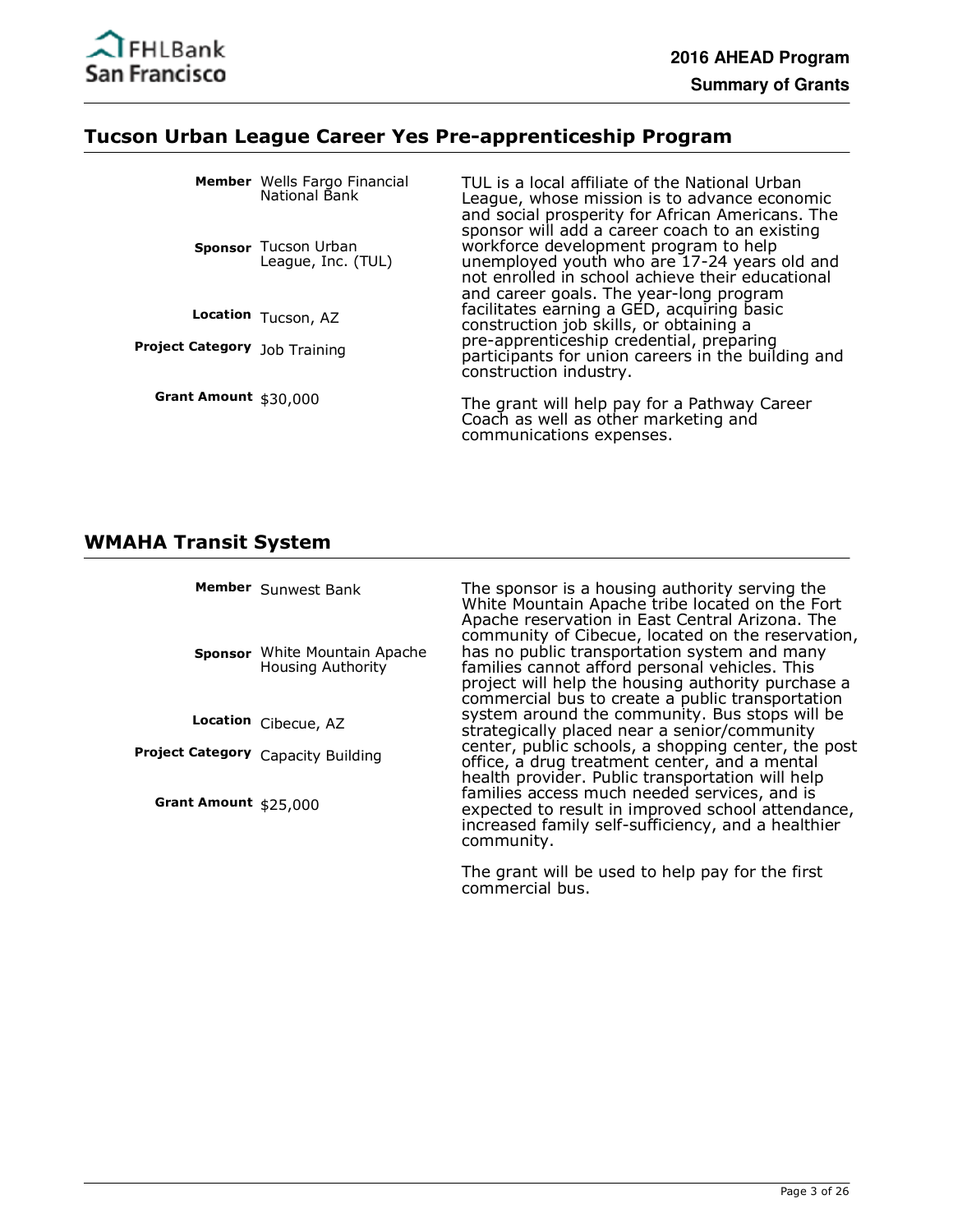## Tucson Urban League Career Yes Pre-apprenticeship Program

**Member** Wells Fargo Financial National Bank

**Sponsor** Tucson Urban League, Inc. (TUL)

**Location** Tucson, AZ

**Project Category** Job Training

**Grant Amount** $30,000

TUL is a local affiliate of the National Urban League, whose mission is to advance economic and social prosperity for African Americans. The sponsor will add a career coach to an existing workforce development program to help unemployed youth who are 17-24 years old and not enrolled in school achieve their educational and career goals. The year-long program facilitates earning a GED, acquiring basic construction job skills, or obtaining a pre-apprenticeship credential, preparing participants for union careers in the building and construction industry.

The grant will help pay for a Pathway Career Coach as well as other marketing and communications expenses.

## WMAHA Transit System

**Member** Sunwest Bank

**Sponsor** White Mountain Apache Housing Authority

**Location** Cibecue, AZ

**Project Category** Capacity Building

**Grant Amount** $25,000

The sponsor is a housing authority serving the White Mountain Apache tribe located on the Fort Apache reservation in East Central Arizona. The community of Cibecue, located on the reservation, has no public transportation system and many families cannot afford personal vehicles. This project will help the housing authority purchase a commercial bus to create a public transportation system around the community. Bus stops will be strategically placed near a senior/community center, public schools, a shopping center, the post office, a drug treatment center, and a mental health provider. Public transportation will help families access much needed services, and is expected to result in improved school attendance, increased family self-sufficiency, and a healthier community.

The grant will be used to help pay for the first commercial bus.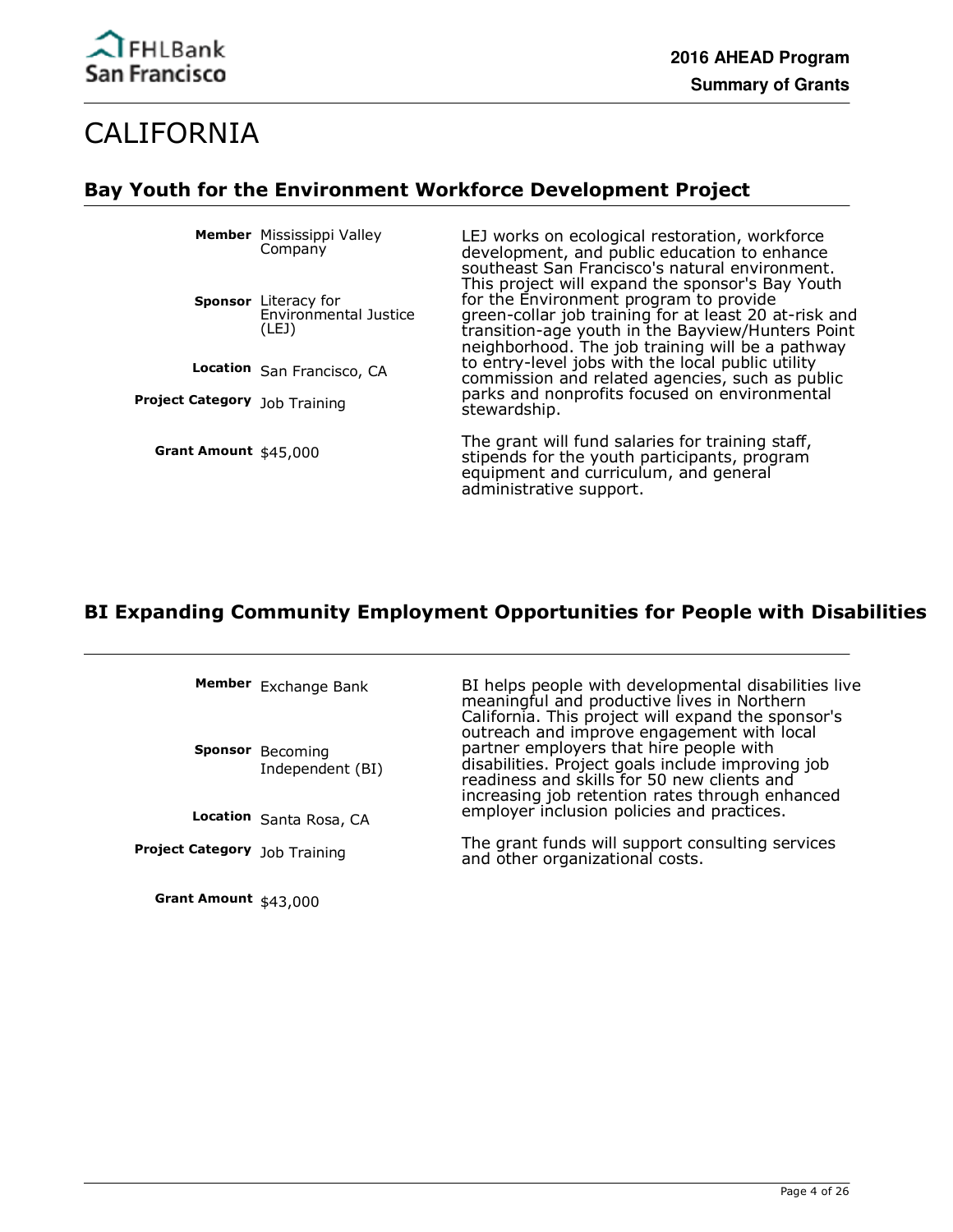# CALIFORNIA

## Bay Youth for the Environment Workforce Development Project

**Member** Mississippi Valley Company

**Sponsor** Literacy for Environmental Justice (LEJ)

**Location** San Francisco, CA

**Project Category** Job Training

**Grant Amount** $45,000

LEJ works on ecological restoration, workforce development, and public education to enhance southeast San Francisco's natural environment. This project will expand the sponsor's Bay Youth for the Environment program to provide green-collar job training for at least 20 at-risk and transition-age youth in the Bayview/Hunters Point neighborhood. The job training will be a pathway to entry-level jobs with the local public utility commission and related agencies, such as public parks and nonprofits focused on environmental stewardship.

The grant will fund salaries for training staff, stipends for the youth participants, program equipment and curriculum, and general administrative support.

## BI Expanding Community Employment Opportunities for People with Disabilities

**Member** Exchange Bank

**Sponsor** Becoming Independent (BI)

**Location** Santa Rosa, CA

**Project Category** Job Training

**Grant Amount** $43,000

BI helps people with developmental disabilities live meaningful and productive lives in Northern California. This project will expand the sponsor's outreach and improve engagement with local partner employers that hire people with disabilities. Project goals include improving job readiness and skills for 50 new clients and increasing job retention rates through enhanced employer inclusion policies and practices.

The grant funds will support consulting services and other organizational costs.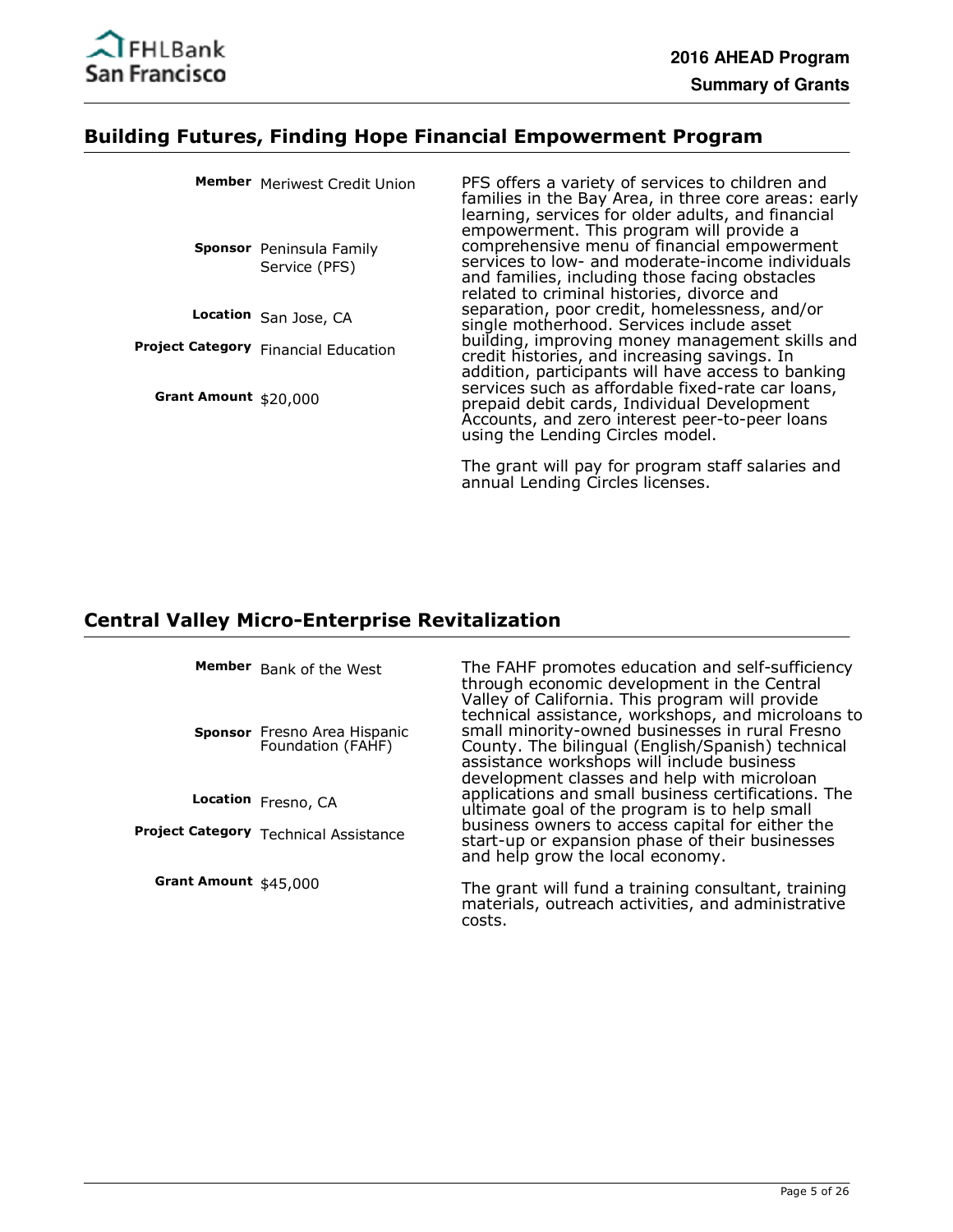## Building Futures, Finding Hope Financial Empowerment Program

**Member** Meriwest Credit Union

**Sponsor** Peninsula Family Service (PFS)

**Location** San Jose, CA

**Project Category** Financial Education

**Grant Amount** $20,000

PFS offers a variety of services to children and families in the Bay Area, in three core areas: early learning, services for older adults, and financial empowerment. This program will provide a comprehensive menu of financial empowerment services to low- and moderate-income individuals and families, including those facing obstacles related to criminal histories, divorce and separation, poor credit, homelessness, and/or single motherhood. Services include asset building, improving money management skills and credit histories, and increasing savings. In addition, participants will have access to banking services such as affordable fixed-rate car loans, prepaid debit cards, Individual Development Accounts, and zero interest peer-to-peer loans using the Lending Circles model.

The grant will pay for program staff salaries and annual Lending Circles licenses.

## Central Valley Micro-Enterprise Revitalization

**Member** Bank of the West

**Sponsor** Fresno Area Hispanic Foundation (FAHF)

**Location** Fresno, CA

**Project Category** Technical Assistance

**Grant Amount** $45,000

The FAHF promotes education and self-sufficiency through economic development in the Central Valley of California. This program will provide technical assistance, workshops, and microloans to small minority-owned businesses in rural Fresno County. The bilingual (English/Spanish) technical assistance workshops will include business development classes and help with microloan applications and small business certifications. The ultimate goal of the program is to help small business owners to access capital for either the start-up or expansion phase of their businesses and help grow the local economy.

The grant will fund a training consultant, training materials, outreach activities, and administrative costs.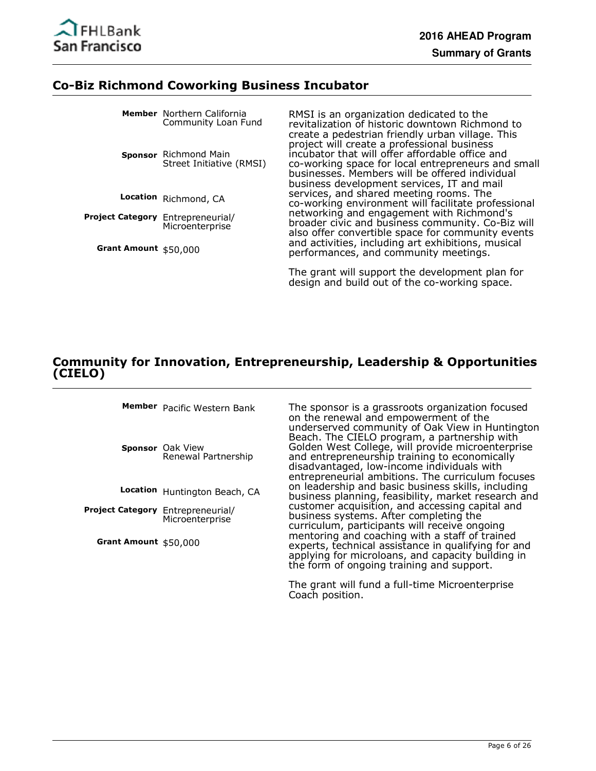## Co-Biz Richmond Coworking Business Incubator

**Member** Northern California Community Loan Fund

**Sponsor** Richmond Main Street Initiative (RMSI)

**Location** Richmond, CA

**Project Category** Entrepreneurial/ Microenterprise

**Grant Amount** $50,000

RMSI is an organization dedicated to the revitalization of historic downtown Richmond to create a pedestrian friendly urban village. This project will create a professional business incubator that will offer affordable office and co-working space for local entrepreneurs and small businesses. Members will be offered individual business development services, IT and mail services, and shared meeting rooms. The co-working environment will facilitate professional networking and engagement with Richmond's broader civic and business community. Co-Biz will also offer convertible space for community events and activities, including art exhibitions, musical performances, and community meetings.

The grant will support the development plan for design and build out of the co-working space.

## Community for Innovation, Entrepreneurship, Leadership & Opportunities (CIELO)

**Member** Pacific Western Bank

**Sponsor** Oak View Renewal Partnership

**Location** Huntington Beach, CA

**Project Category** Entrepreneurial/ Microenterprise

**Grant Amount** $50,000

The sponsor is a grassroots organization focused on the renewal and empowerment of the underserved community of Oak View in Huntington Beach. The CIELO program, a partnership with Golden West College, will provide microenterprise and entrepreneurship training to economically disadvantaged, low-income individuals with entrepreneurial ambitions. The curriculum focuses on leadership and basic business skills, including business planning, feasibility, market research and customer acquisition, and accessing capital and business systems. After completing the curriculum, participants will receive ongoing mentoring and coaching with a staff of trained experts, technical assistance in qualifying for and applying for microloans, and capacity building in the form of ongoing training and support.

The grant will fund a full-time Microenterprise Coach position.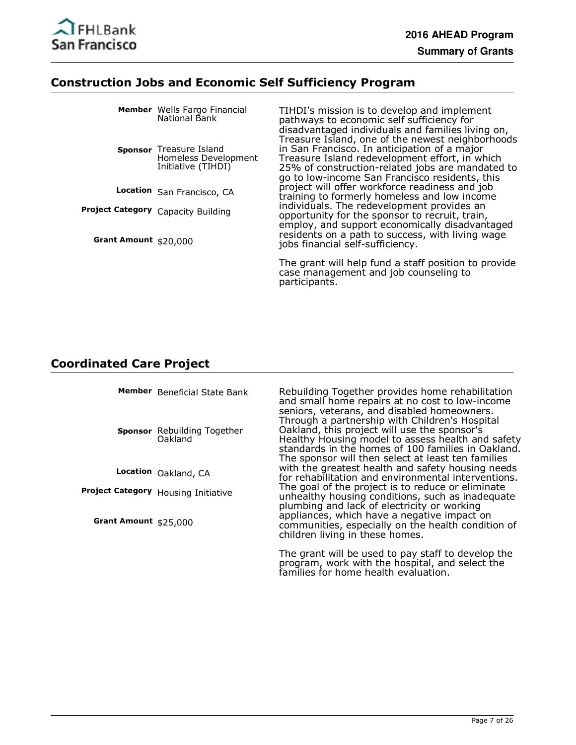## Construction Jobs and Economic Self Sufficiency Program

**Member** Wells Fargo Financial National Bank

**Sponsor** Treasure Island Homeless Development Initiative (TIHDI)

**Location** San Francisco, CA

**Project Category** Capacity Building

**Grant Amount** $20,000

TIHDI's mission is to develop and implement pathways to economic self sufficiency for disadvantaged individuals and families living on, Treasure Island, one of the newest neighborhoods in San Francisco. In anticipation of a major Treasure Island redevelopment effort, in which 25% of construction-related jobs are mandated to go to low-income San Francisco residents, this project will offer workforce readiness and job training to formerly homeless and low income individuals. The redevelopment provides an opportunity for the sponsor to recruit, train, employ, and support economically disadvantaged residents on a path to success, with living wage jobs financial self-sufficiency.

The grant will help fund a staff position to provide case management and job counseling to participants.

## Coordinated Care Project

**Member** Beneficial State Bank

**Sponsor** Rebuilding Together Oakland

**Location** Oakland, CA

**Project Category** Housing Initiative

**Grant Amount** $25,000

Rebuilding Together provides home rehabilitation and small home repairs at no cost to low-income seniors, veterans, and disabled homeowners. Through a partnership with Children's Hospital Oakland, this project will use the sponsor's Healthy Housing model to assess health and safety standards in the homes of 100 families in Oakland. The sponsor will then select at least ten families with the greatest health and safety housing needs for rehabilitation and environmental interventions. The goal of the project is to reduce or eliminate unhealthy housing conditions, such as inadequate plumbing and lack of electricity or working appliances, which have a negative impact on communities, especially on the health condition of children living in these homes.

The grant will be used to pay staff to develop the program, work with the hospital, and select the families for home health evaluation.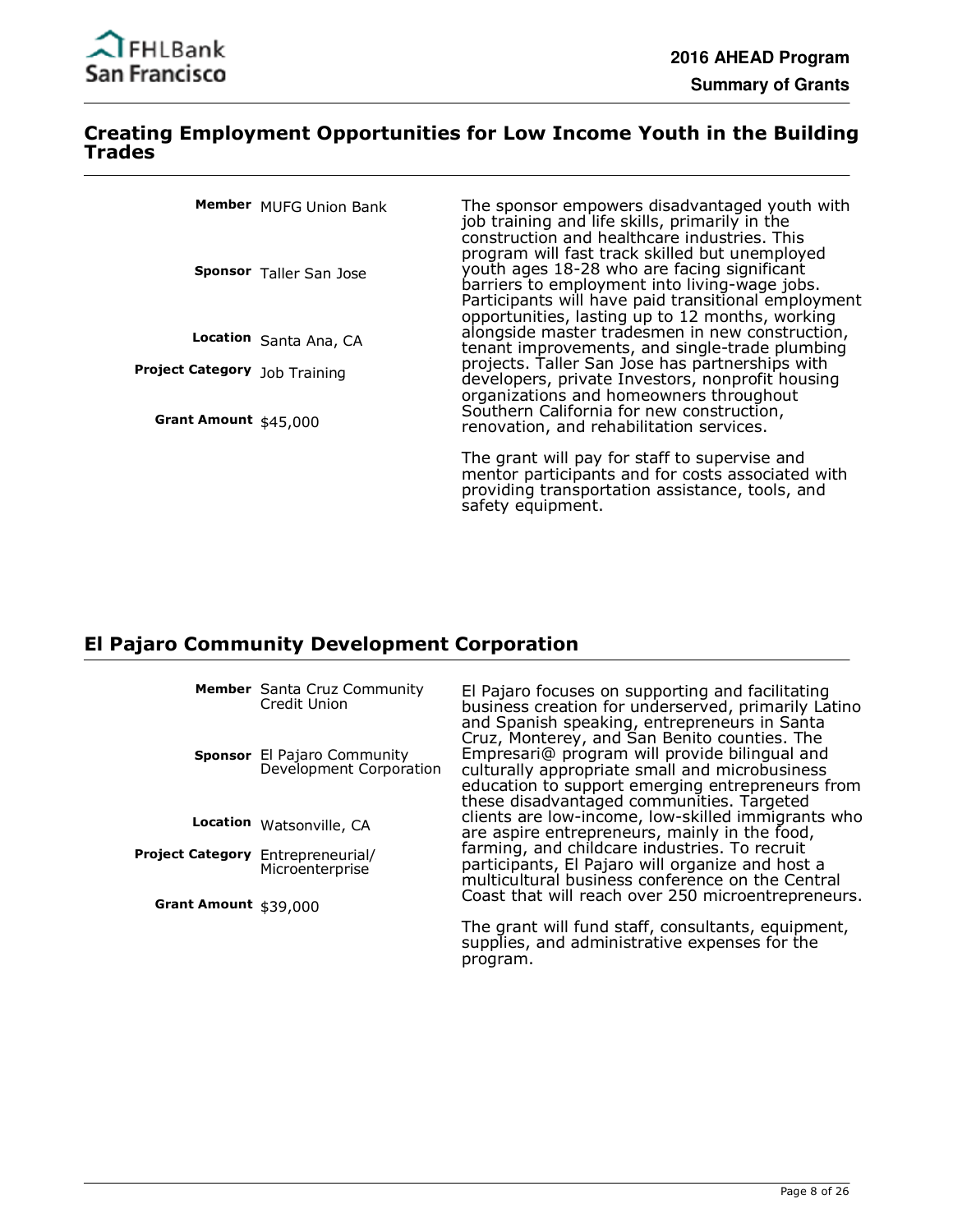## Creating Employment Opportunities for Low Income Youth in the Building Trades

**Member** MUFG Union Bank

**Sponsor** Taller San Jose

**Location** Santa Ana, CA

**Project Category** Job Training

**Grant Amount** $45,000

The sponsor empowers disadvantaged youth with job training and life skills, primarily in the construction and healthcare industries. This program will fast track skilled but unemployed youth ages 18-28 who are facing significant barriers to employment into living-wage jobs. Participants will have paid transitional employment opportunities, lasting up to 12 months, working alongside master tradesmen in new construction, tenant improvements, and single-trade plumbing projects. Taller San Jose has partnerships with developers, private Investors, nonprofit housing organizations and homeowners throughout Southern California for new construction, renovation, and rehabilitation services.

The grant will pay for staff to supervise and mentor participants and for costs associated with providing transportation assistance, tools, and safety equipment.

## El Pajaro Community Development Corporation

**Member** Santa Cruz Community Credit Union

**Sponsor** El Pajaro Community Development Corporation

**Location** Watsonville, CA

**Project Category** Entrepreneurial/ Microenterprise

**Grant Amount** $39,000

El Pajaro focuses on supporting and facilitating business creation for underserved, primarily Latino and Spanish speaking, entrepreneurs in Santa Cruz, Monterey, and San Benito counties. The Empresari@ program will provide bilingual and culturally appropriate small and microbusiness education to support emerging entrepreneurs from these disadvantaged communities. Targeted clients are low-income, low-skilled immigrants who are aspire entrepreneurs, mainly in the food, farming, and childcare industries. To recruit participants, El Pajaro will organize and host a multicultural business conference on the Central Coast that will reach over 250 microentrepreneurs.

The grant will fund staff, consultants, equipment, supplies, and administrative expenses for the program.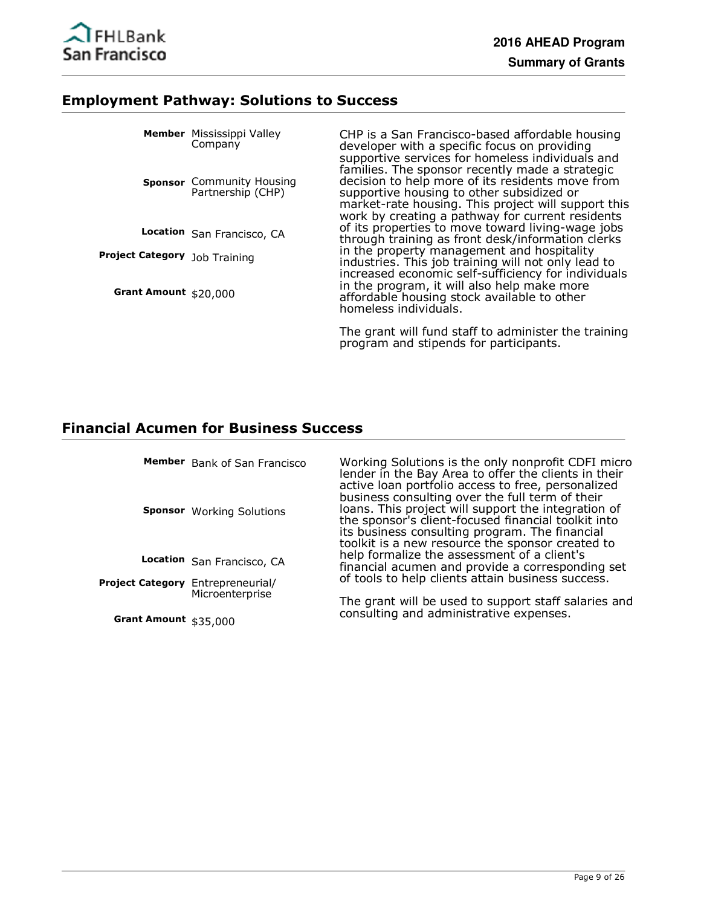## Employment Pathway: Solutions to Success

**Member** Mississippi Valley Company

**Sponsor** Community Housing Partnership (CHP)

**Location** San Francisco, CA

**Project Category** Job Training

**Grant Amount** $20,000

CHP is a San Francisco-based affordable housing developer with a specific focus on providing supportive services for homeless individuals and families. The sponsor recently made a strategic decision to help more of its residents move from supportive housing to other subsidized or market-rate housing. This project will support this work by creating a pathway for current residents of its properties to move toward living-wage jobs through training as front desk/information clerks in the property management and hospitality industries. This job training will not only lead to increased economic self-sufficiency for individuals in the program, it will also help make more affordable housing stock available to other homeless individuals.

The grant will fund staff to administer the training program and stipends for participants.

## Financial Acumen for Business Success

**Member** Bank of San Francisco

**Sponsor** Working Solutions

**Location** San Francisco, CA

**Project Category** Entrepreneurial/ Microenterprise

**Grant Amount** $35,000

Working Solutions is the only nonprofit CDFI micro lender in the Bay Area to offer the clients in their active loan portfolio access to free, personalized business consulting over the full term of their loans. This project will support the integration of the sponsor's client-focused financial toolkit into its business consulting program. The financial toolkit is a new resource the sponsor created to help formalize the assessment of a client's financial acumen and provide a corresponding set of tools to help clients attain business success.

The grant will be used to support staff salaries and consulting and administrative expenses.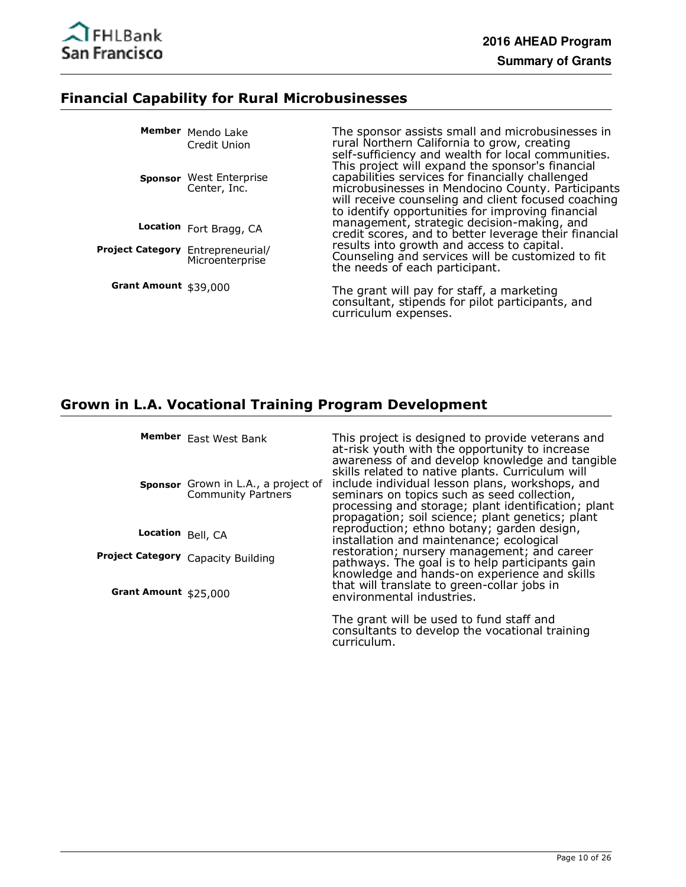## Financial Capability for Rural Microbusinesses

**Member** Mendo Lake Credit Union

**Sponsor** West Enterprise Center, Inc.

**Location** Fort Bragg, CA

**Project Category** Entrepreneurial/ Microenterprise

**Grant Amount** $39,000

The sponsor assists small and microbusinesses in rural Northern California to grow, creating self-sufficiency and wealth for local communities. This project will expand the sponsor's financial capabilities services for financially challenged microbusinesses in Mendocino County. Participants will receive counseling and client focused coaching to identify opportunities for improving financial management, strategic decision-making, and credit scores, and to better leverage their financial results into growth and access to capital. Counseling and services will be customized to fit the needs of each participant.

The grant will pay for staff, a marketing consultant, stipends for pilot participants, and curriculum expenses.

## Grown in L.A. Vocational Training Program Development

**Member** East West Bank

**Sponsor** Grown in L.A., a project of Community Partners

**Location** Bell, CA

**Project Category** Capacity Building

**Grant Amount** $25,000

This project is designed to provide veterans and at-risk youth with the opportunity to increase awareness of and develop knowledge and tangible skills related to native plants. Curriculum will include individual lesson plans, workshops, and seminars on topics such as seed collection, processing and storage; plant identification; plant propagation; soil science; plant genetics; plant reproduction; ethno botany; garden design, installation and maintenance; ecological restoration; nursery management; and career pathways. The goal is to help participants gain knowledge and hands-on experience and skills that will translate to green-collar jobs in environmental industries.

The grant will be used to fund staff and consultants to develop the vocational training curriculum.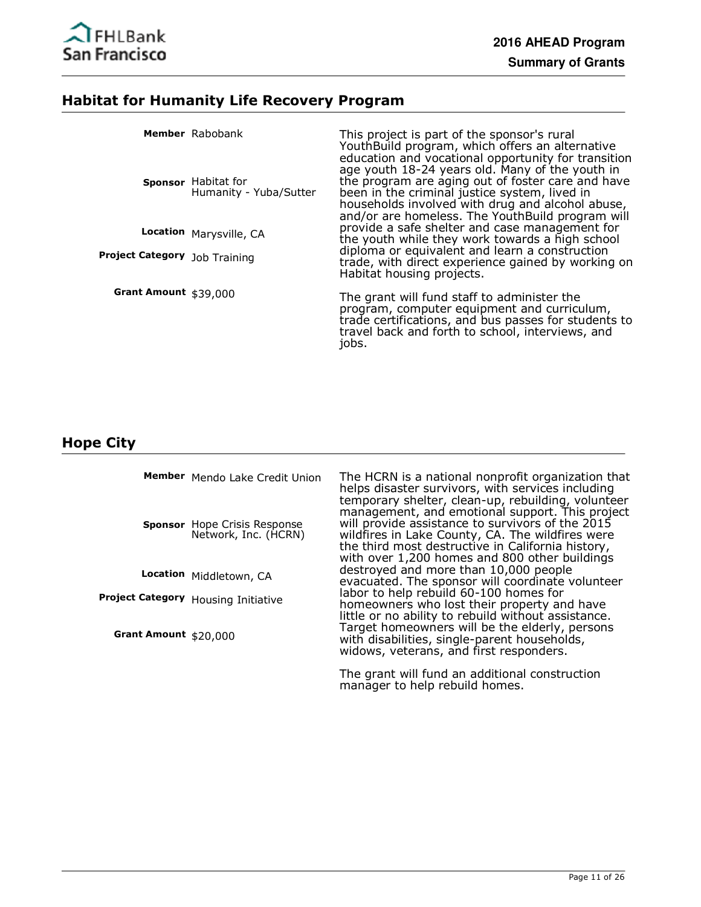## Habitat for Humanity Life Recovery Program

**Member** Rabobank

**Sponsor** Habitat for Humanity - Yuba/Sutter

**Location** Marysville, CA

**Project Category** Job Training

**Grant Amount** $39,000

This project is part of the sponsor's rural YouthBuild program, which offers an alternative education and vocational opportunity for transition age youth 18-24 years old. Many of the youth in the program are aging out of foster care and have been in the criminal justice system, lived in households involved with drug and alcohol abuse, and/or are homeless. The YouthBuild program will provide a safe shelter and case management for the youth while they work towards a high school diploma or equivalent and learn a construction trade, with direct experience gained by working on Habitat housing projects.

The grant will fund staff to administer the program, computer equipment and curriculum, trade certifications, and bus passes for students to travel back and forth to school, interviews, and jobs.

## Hope City

**Member** Mendo Lake Credit Union

**Sponsor** Hope Crisis Response Network, Inc. (HCRN)

**Location** Middletown, CA

**Project Category** Housing Initiative

**Grant Amount** $20,000

The HCRN is a national nonprofit organization that helps disaster survivors, with services including temporary shelter, clean-up, rebuilding, volunteer management, and emotional support. This project will provide assistance to survivors of the 2015 wildfires in Lake County, CA. The wildfires were the third most destructive in California history, with over 1,200 homes and 800 other buildings destroyed and more than 10,000 people evacuated. The sponsor will coordinate volunteer labor to help rebuild 60-100 homes for homeowners who lost their property and have little or no ability to rebuild without assistance. Target homeowners will be the elderly, persons with disabilities, single-parent households, widows, veterans, and first responders.

The grant will fund an additional construction manager to help rebuild homes.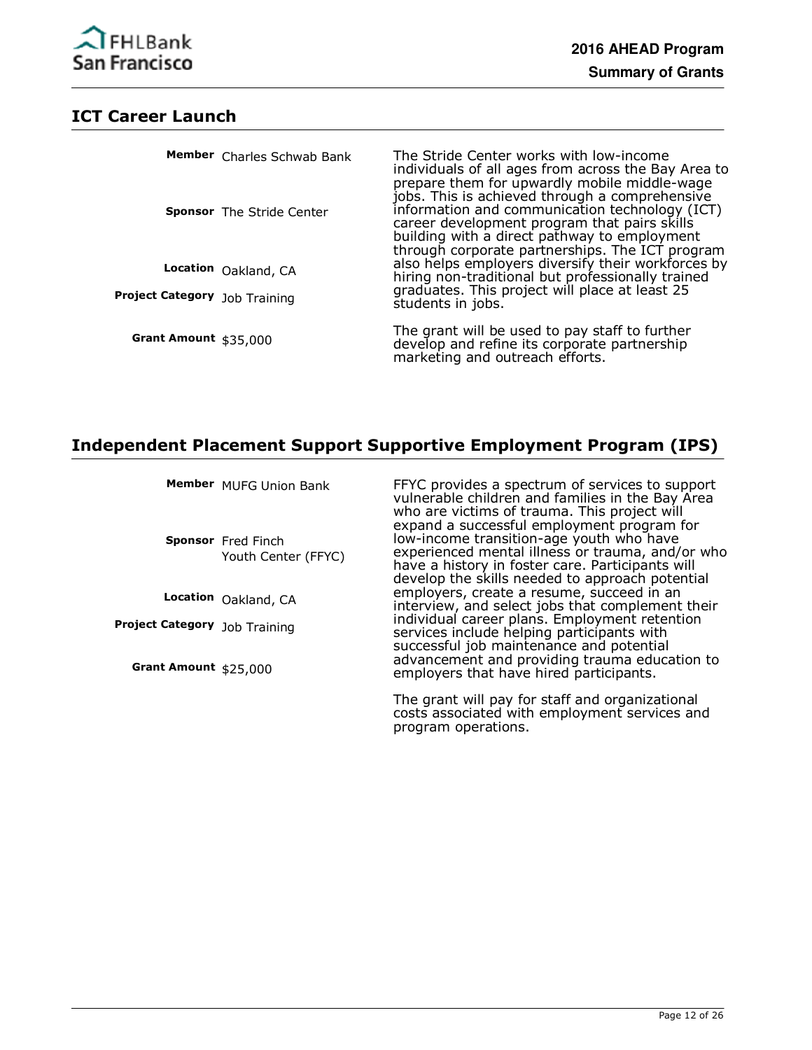## ICT Career Launch

**Member** Charles Schwab Bank

**Sponsor** The Stride Center

**Location** Oakland, CA

**Project Category** Job Training

**Grant Amount** $35,000

The Stride Center works with low-income individuals of all ages from across the Bay Area to prepare them for upwardly mobile middle-wage jobs. This is achieved through a comprehensive information and communication technology (ICT) career development program that pairs skills building with a direct pathway to employment through corporate partnerships. The ICT program also helps employers diversify their workforces by hiring non-traditional but professionally trained graduates. This project will place at least 25 students in jobs.

The grant will be used to pay staff to further develop and refine its corporate partnership marketing and outreach efforts.

## Independent Placement Support Supportive Employment Program (IPS)

**Member** MUFG Union Bank

**Sponsor** Fred Finch Youth Center (FFYC)

**Location** Oakland, CA

**Project Category** Job Training

**Grant Amount** $25,000

FFYC provides a spectrum of services to support vulnerable children and families in the Bay Area who are victims of trauma. This project will expand a successful employment program for low-income transition-age youth who have experienced mental illness or trauma, and/or who have a history in foster care. Participants will develop the skills needed to approach potential employers, create a resume, succeed in an interview, and select jobs that complement their individual career plans. Employment retention services include helping participants with successful job maintenance and potential advancement and providing trauma education to employers that have hired participants.

The grant will pay for staff and organizational costs associated with employment services and program operations.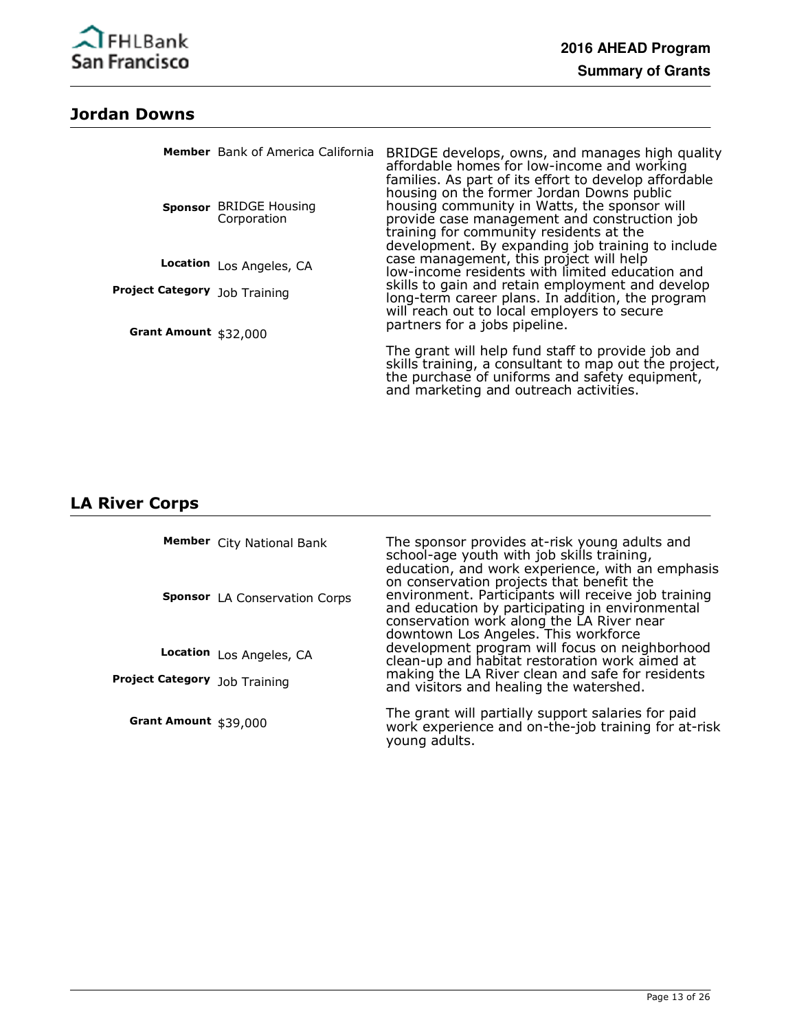## Jordan Downs

**Member** Bank of America California

**Sponsor** BRIDGE Housing Corporation

**Location** Los Angeles, CA

**Project Category** Job Training

**Grant Amount** $32,000

BRIDGE develops, owns, and manages high quality affordable homes for low-income and working families. As part of its effort to develop affordable housing on the former Jordan Downs public housing community in Watts, the sponsor will provide case management and construction job training for community residents at the development. By expanding job training to include case management, this project will help low-income residents with limited education and skills to gain and retain employment and develop long-term career plans. In addition, the program will reach out to local employers to secure partners for a jobs pipeline.

The grant will help fund staff to provide job and skills training, a consultant to map out the project, the purchase of uniforms and safety equipment, and marketing and outreach activities.

## LA River Corps

**Member** City National Bank

**Sponsor** LA Conservation Corps

**Location** Los Angeles, CA

**Project Category** Job Training

**Grant Amount** $39,000

The sponsor provides at-risk young adults and school-age youth with job skills training, education, and work experience, with an emphasis on conservation projects that benefit the environment. Participants will receive job training and education by participating in environmental conservation work along the LA River near downtown Los Angeles. This workforce development program will focus on neighborhood clean-up and habitat restoration work aimed at making the LA River clean and safe for residents and visitors and healing the watershed.

The grant will partially support salaries for paid work experience and on-the-job training for at-risk young adults.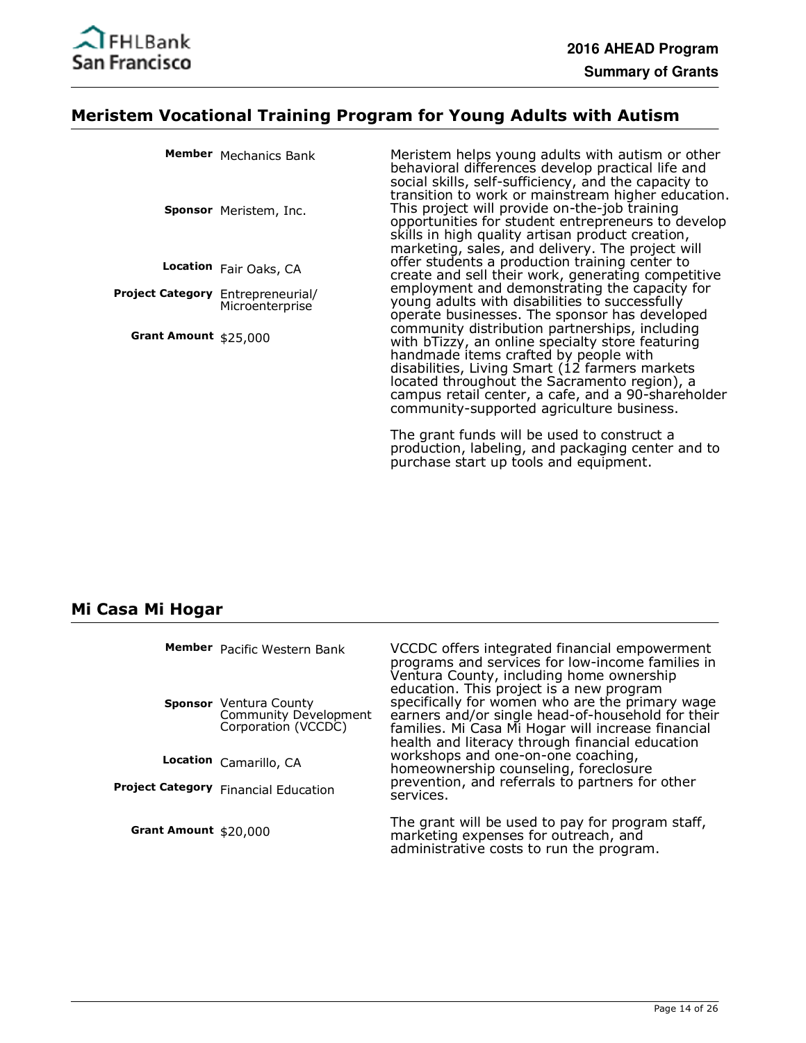## Meristem Vocational Training Program for Young Adults with Autism

**Member** Mechanics Bank

**Sponsor** Meristem, Inc.

**Location** Fair Oaks, CA

**Project Category** Entrepreneurial/ Microenterprise

**Grant Amount** $25,000

Meristem helps young adults with autism or other behavioral differences develop practical life and social skills, self-sufficiency, and the capacity to transition to work or mainstream higher education. This project will provide on-the-job training opportunities for student entrepreneurs to develop skills in high quality artisan product creation, marketing, sales, and delivery. The project will offer students a production training center to create and sell their work, generating competitive employment and demonstrating the capacity for young adults with disabilities to successfully operate businesses. The sponsor has developed community distribution partnerships, including with bTizzy, an online specialty store featuring handmade items crafted by people with disabilities, Living Smart (12 farmers markets located throughout the Sacramento region), a campus retail center, a cafe, and a 90-shareholder community-supported agriculture business.

The grant funds will be used to construct a production, labeling, and packaging center and to purchase start up tools and equipment.

## Mi Casa Mi Hogar

**Member** Pacific Western Bank

**Sponsor** Ventura County Community Development Corporation (VCCDC)

**Location** Camarillo, CA

**Project Category** Financial Education

**Grant Amount** $20,000

VCCDC offers integrated financial empowerment programs and services for low-income families in Ventura County, including home ownership education. This project is a new program specifically for women who are the primary wage earners and/or single head-of-household for their families. Mi Casa Mi Hogar will increase financial health and literacy through financial education workshops and one-on-one coaching, homeownership counseling, foreclosure prevention, and referrals to partners for other services.

The grant will be used to pay for program staff, marketing expenses for outreach, and administrative costs to run the program.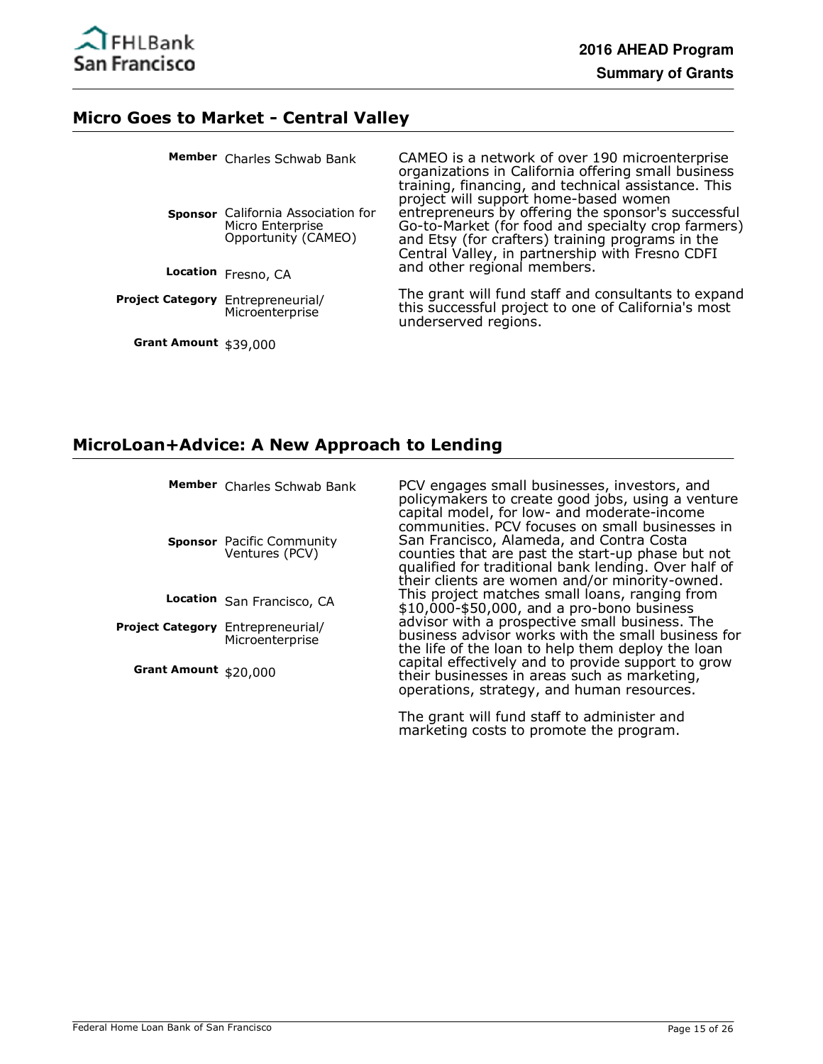## Micro Goes to Market - Central Valley

**Member** Charles Schwab Bank

**Sponsor** California Association for Micro Enterprise Opportunity (CAMEO)

**Location** Fresno, CA

**Project Category** Entrepreneurial/ Microenterprise

**Grant Amount** $39,000

CAMEO is a network of over 190 microenterprise organizations in California offering small business training, financing, and technical assistance. This project will support home-based women entrepreneurs by offering the sponsor's successful Go-to-Market (for food and specialty crop farmers) and Etsy (for crafters) training programs in the Central Valley, in partnership with Fresno CDFI and other regional members.

The grant will fund staff and consultants to expand this successful project to one of California's most underserved regions.

## MicroLoan+Advice: A New Approach to Lending

**Member** Charles Schwab Bank

**Sponsor** Pacific Community Ventures (PCV)

**Location** San Francisco, CA

**Project Category** Entrepreneurial/ Microenterprise

**Grant Amount** $20,000

PCV engages small businesses, investors, and policymakers to create good jobs, using a venture capital model, for low- and moderate-income communities. PCV focuses on small businesses in San Francisco, Alameda, and Contra Costa counties that are past the start-up phase but not qualified for traditional bank lending. Over half of their clients are women and/or minority-owned. This project matches small loans, ranging from $10,000-$50,000, and a pro-bono business advisor with a prospective small business. The business advisor works with the small business for the life of the loan to help them deploy the loan capital effectively and to provide support to grow their businesses in areas such as marketing, operations, strategy, and human resources.

The grant will fund staff to administer and marketing costs to promote the program.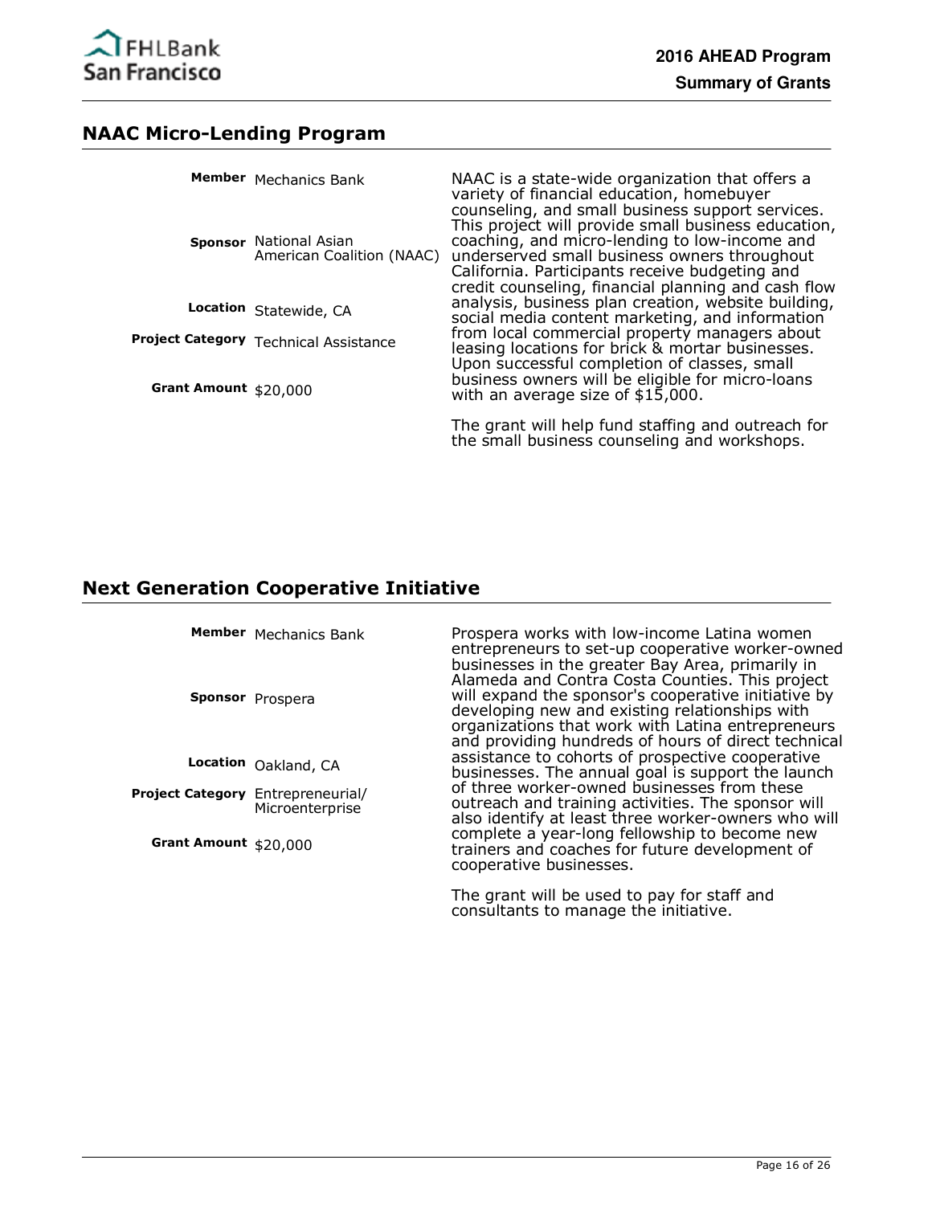## NAAC Micro-Lending Program

**Member** Mechanics Bank

**Sponsor** National Asian American Coalition (NAAC)

**Location** Statewide, CA

**Project Category** Technical Assistance

**Grant Amount** $20,000

NAAC is a state-wide organization that offers a variety of financial education, homebuyer counseling, and small business support services. This project will provide small business education, coaching, and micro-lending to low-income and underserved small business owners throughout California. Participants receive budgeting and credit counseling, financial planning and cash flow analysis, business plan creation, website building, social media content marketing, and information from local commercial property managers about leasing locations for brick & mortar businesses. Upon successful completion of classes, small business owners will be eligible for micro-loans with an average size of $15,000.

The grant will help fund staffing and outreach for the small business counseling and workshops.

## Next Generation Cooperative Initiative

**Member** Mechanics Bank

**Sponsor** Prospera

**Location** Oakland, CA

**Project Category** Entrepreneurial/ Microenterprise

**Grant Amount** $20,000

Prospera works with low-income Latina women entrepreneurs to set-up cooperative worker-owned businesses in the greater Bay Area, primarily in Alameda and Contra Costa Counties. This project will expand the sponsor's cooperative initiative by developing new and existing relationships with organizations that work with Latina entrepreneurs and providing hundreds of hours of direct technical assistance to cohorts of prospective cooperative businesses. The annual goal is support the launch of three worker-owned businesses from these outreach and training activities. The sponsor will also identify at least three worker-owners who will complete a year-long fellowship to become new trainers and coaches for future development of cooperative businesses.

The grant will be used to pay for staff and consultants to manage the initiative.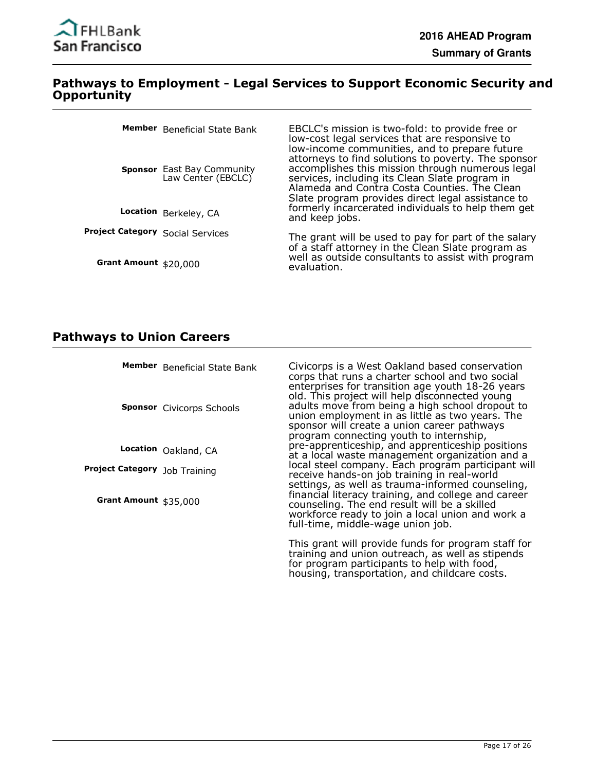## Pathways to Employment - Legal Services to Support Economic Security and Opportunity

**Member** Beneficial State Bank

**Sponsor** East Bay Community Law Center (EBCLC)

**Location** Berkeley, CA

**Project Category** Social Services

**Grant Amount** $20,000

EBCLC's mission is two-fold: to provide free or low-cost legal services that are responsive to low-income communities, and to prepare future attorneys to find solutions to poverty. The sponsor accomplishes this mission through numerous legal services, including its Clean Slate program in Alameda and Contra Costa Counties. The Clean Slate program provides direct legal assistance to formerly incarcerated individuals to help them get and keep jobs.

The grant will be used to pay for part of the salary of a staff attorney in the Clean Slate program as well as outside consultants to assist with program evaluation.

## Pathways to Union Careers

**Member** Beneficial State Bank

**Sponsor** Civicorps Schools

**Location** Oakland, CA

**Project Category** Job Training

**Grant Amount** $35,000

Civicorps is a West Oakland based conservation corps that runs a charter school and two social enterprises for transition age youth 18-26 years old. This project will help disconnected young adults move from being a high school dropout to union employment in as little as two years. The sponsor will create a union career pathways program connecting youth to internship, pre-apprenticeship, and apprenticeship positions at a local waste management organization and a local steel company. Each program participant will receive hands-on job training in real-world settings, as well as trauma-informed counseling, financial literacy training, and college and career counseling. The end result will be a skilled workforce ready to join a local union and work a full-time, middle-wage union job.

This grant will provide funds for program staff for training and union outreach, as well as stipends for program participants to help with food, housing, transportation, and childcare costs.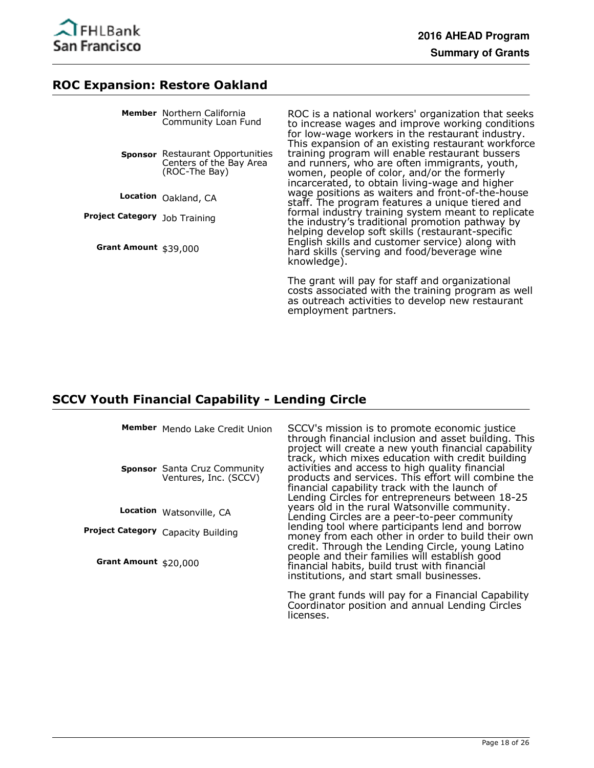## ROC Expansion: Restore Oakland

**Member** Northern California Community Loan Fund

**Sponsor** Restaurant Opportunities Centers of the Bay Area (ROC-The Bay)

**Location** Oakland, CA

**Project Category** Job Training

**Grant Amount** $39,000

ROC is a national workers' organization that seeks to increase wages and improve working conditions for low-wage workers in the restaurant industry. This expansion of an existing restaurant workforce training program will enable restaurant bussers and runners, who are often immigrants, youth, women, people of color, and/or the formerly incarcerated, to obtain living-wage and higher wage positions as waiters and front-of-the-house staff. The program features a unique tiered and formal industry training system meant to replicate the industry's traditional promotion pathway by helping develop soft skills (restaurant-specific English skills and customer service) along with hard skills (serving and food/beverage wine knowledge).

The grant will pay for staff and organizational costs associated with the training program as well as outreach activities to develop new restaurant employment partners.

## SCCV Youth Financial Capability - Lending Circle

**Member** Mendo Lake Credit Union

**Sponsor** Santa Cruz Community Ventures, Inc. (SCCV)

**Location** Watsonville, CA

**Project Category** Capacity Building

**Grant Amount** $20,000

SCCV's mission is to promote economic justice through financial inclusion and asset building. This project will create a new youth financial capability track, which mixes education with credit building activities and access to high quality financial products and services. This effort will combine the financial capability track with the launch of Lending Circles for entrepreneurs between 18-25 years old in the rural Watsonville community. Lending Circles are a peer-to-peer community lending tool where participants lend and borrow money from each other in order to build their own credit. Through the Lending Circle, young Latino people and their families will establish good financial habits, build trust with financial institutions, and start small businesses.

The grant funds will pay for a Financial Capability Coordinator position and annual Lending Circles licenses.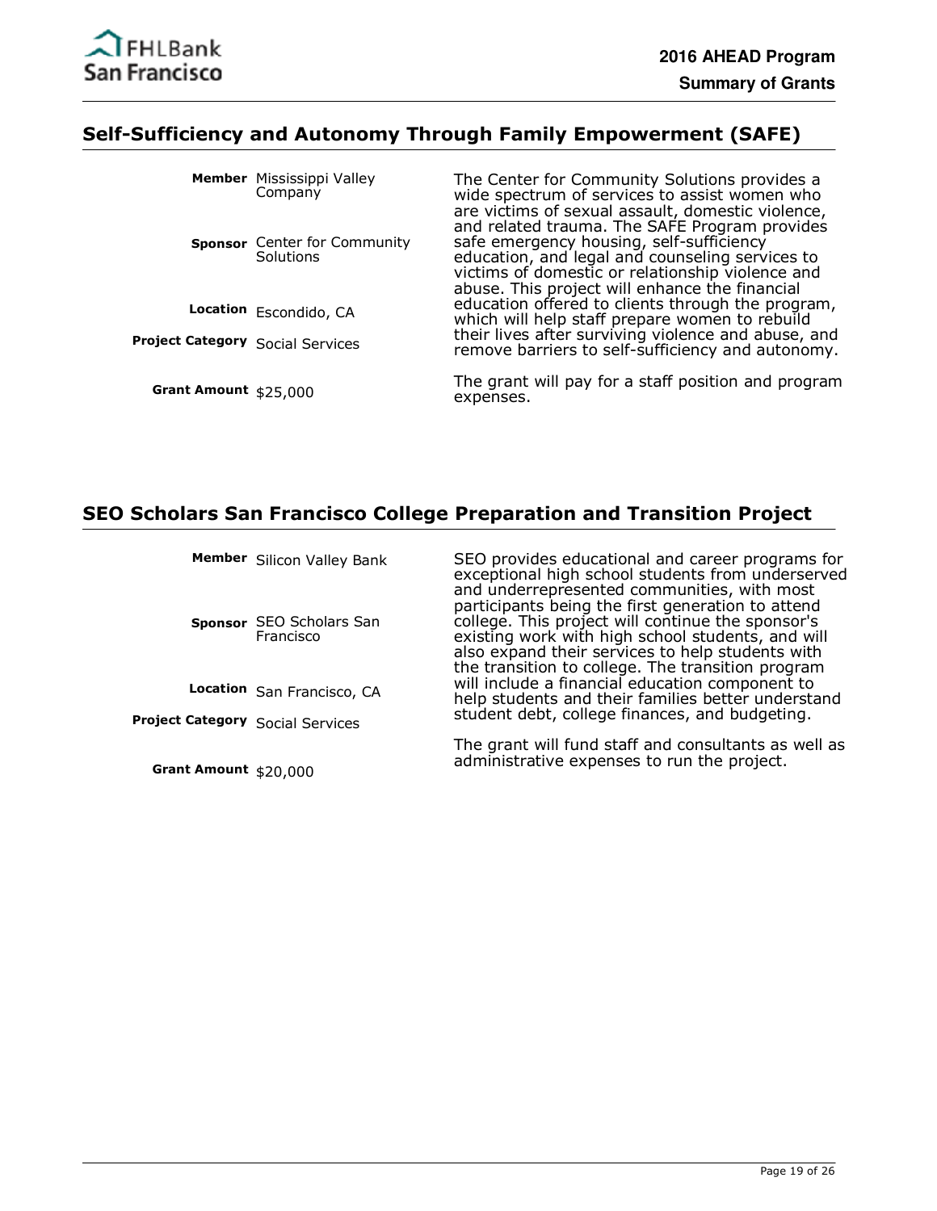## Self-Sufficiency and Autonomy Through Family Empowerment (SAFE)

**Member** Mississippi Valley Company

**Sponsor** Center for Community Solutions

**Location** Escondido, CA

**Project Category** Social Services

**Grant Amount** $25,000

The Center for Community Solutions provides a wide spectrum of services to assist women who are victims of sexual assault, domestic violence, and related trauma. The SAFE Program provides safe emergency housing, self-sufficiency education, and legal and counseling services to victims of domestic or relationship violence and abuse. This project will enhance the financial education offered to clients through the program, which will help staff prepare women to rebuild their lives after surviving violence and abuse, and remove barriers to self-sufficiency and autonomy.

The grant will pay for a staff position and program expenses.

## SEO Scholars San Francisco College Preparation and Transition Project

**Member** Silicon Valley Bank

**Sponsor** SEO Scholars San Francisco

**Location** San Francisco, CA

**Project Category** Social Services

**Grant Amount** $20,000

SEO provides educational and career programs for exceptional high school students from underserved and underrepresented communities, with most participants being the first generation to attend college. This project will continue the sponsor's existing work with high school students, and will also expand their services to help students with the transition to college. The transition program will include a financial education component to help students and their families better understand student debt, college finances, and budgeting.

The grant will fund staff and consultants as well as administrative expenses to run the project.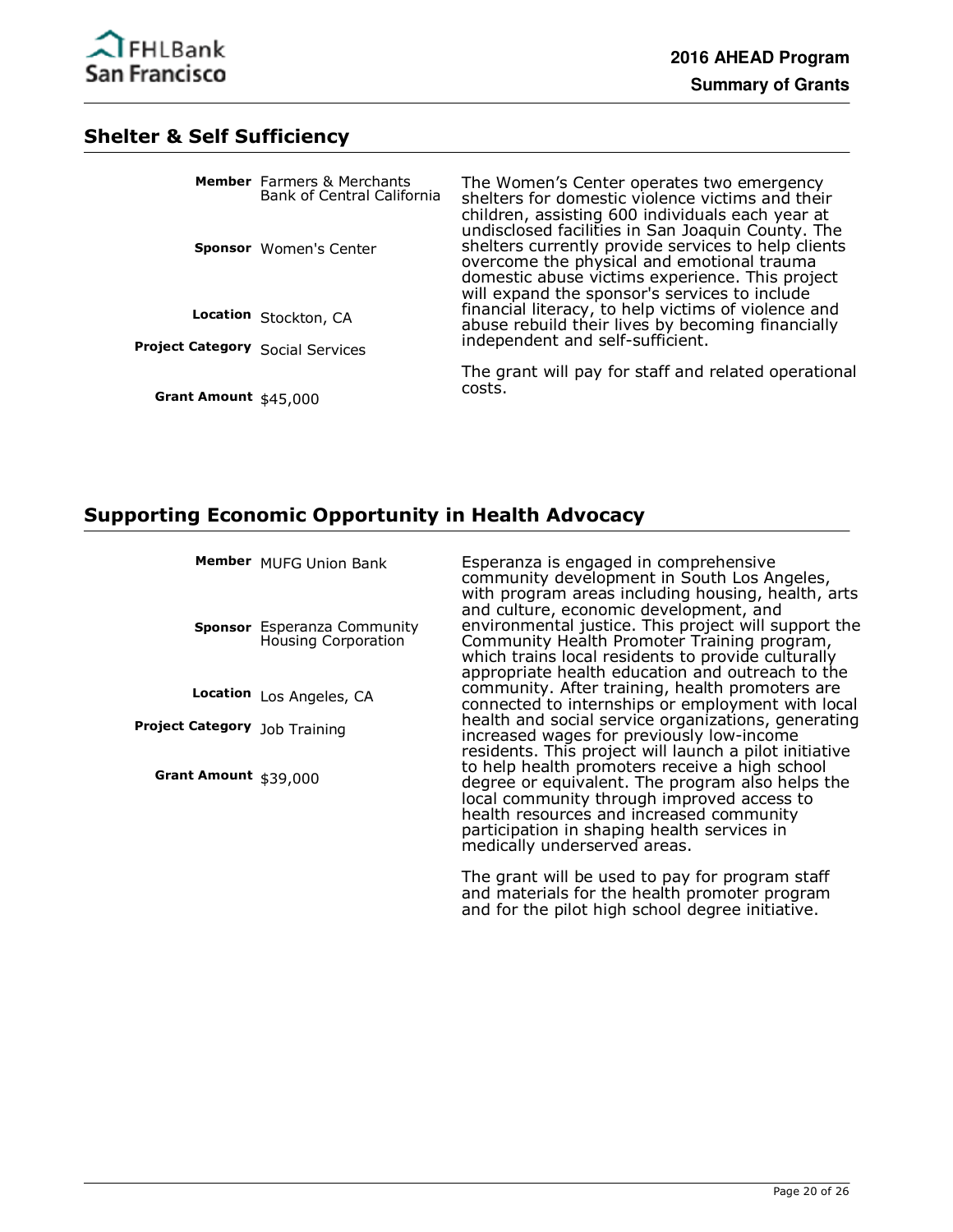## Shelter & Self Sufficiency

**Member** Farmers & Merchants Bank of Central California

**Sponsor** Women's Center

**Location** Stockton, CA

**Project Category** Social Services

**Grant Amount** $45,000

The Women's Center operates two emergency shelters for domestic violence victims and their children, assisting 600 individuals each year at undisclosed facilities in San Joaquin County. The shelters currently provide services to help clients overcome the physical and emotional trauma domestic abuse victims experience. This project will expand the sponsor's services to include financial literacy, to help victims of violence and abuse rebuild their lives by becoming financially independent and self-sufficient.

The grant will pay for staff and related operational costs.

## Supporting Economic Opportunity in Health Advocacy

**Member** MUFG Union Bank

**Sponsor** Esperanza Community Housing Corporation

**Location** Los Angeles, CA

**Project Category** Job Training

**Grant Amount** $39,000

Esperanza is engaged in comprehensive community development in South Los Angeles, with program areas including housing, health, arts and culture, economic development, and environmental justice. This project will support the Community Health Promoter Training program, which trains local residents to provide culturally appropriate health education and outreach to the community. After training, health promoters are connected to internships or employment with local health and social service organizations, generating increased wages for previously low-income residents. This project will launch a pilot initiative to help health promoters receive a high school degree or equivalent. The program also helps the local community through improved access to health resources and increased community participation in shaping health services in medically underserved areas.

The grant will be used to pay for program staff and materials for the health promoter program and for the pilot high school degree initiative.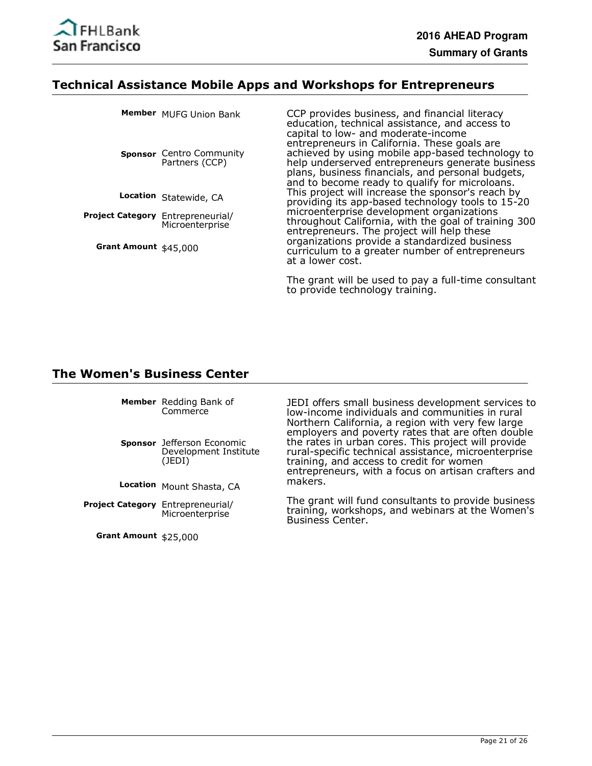## Technical Assistance Mobile Apps and Workshops for Entrepreneurs

**Member** MUFG Union Bank

**Sponsor** Centro Community Partners (CCP)

**Location** Statewide, CA

**Project Category** Entrepreneurial/ Microenterprise

**Grant Amount** $45,000

CCP provides business, and financial literacy education, technical assistance, and access to capital to low- and moderate-income entrepreneurs in California. These goals are achieved by using mobile app-based technology to help underserved entrepreneurs generate business plans, business financials, and personal budgets, and to become ready to qualify for microloans. This project will increase the sponsor's reach by providing its app-based technology tools to 15-20 microenterprise development organizations throughout California, with the goal of training 300 entrepreneurs. The project will help these organizations provide a standardized business curriculum to a greater number of entrepreneurs at a lower cost.

The grant will be used to pay a full-time consultant to provide technology training.

## The Women's Business Center

**Member** Redding Bank of Commerce

**Sponsor** Jefferson Economic Development Institute (JEDI)

**Location** Mount Shasta, CA

**Project Category** Entrepreneurial/ Microenterprise

**Grant Amount** $25,000

JEDI offers small business development services to low-income individuals and communities in rural Northern California, a region with very few large employers and poverty rates that are often double the rates in urban cores. This project will provide rural-specific technical assistance, microenterprise training, and access to credit for women entrepreneurs, with a focus on artisan crafters and makers.

The grant will fund consultants to provide business training, workshops, and webinars at the Women's Business Center.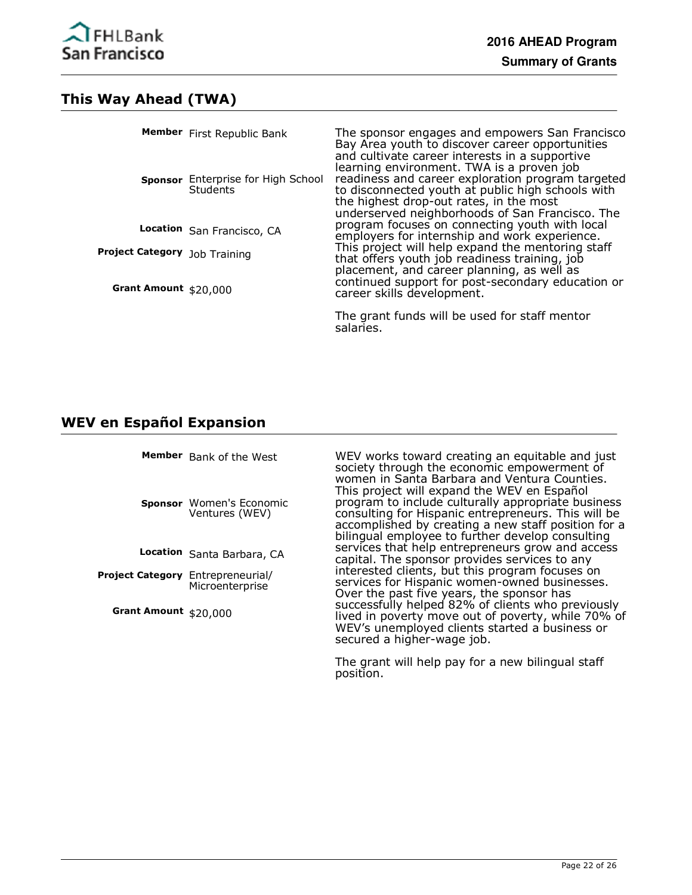## This Way Ahead (TWA)

**Member** First Republic Bank

**Sponsor** Enterprise for High School Students

**Location** San Francisco, CA

**Project Category** Job Training

**Grant Amount** $20,000

The sponsor engages and empowers San Francisco Bay Area youth to discover career opportunities and cultivate career interests in a supportive learning environment. TWA is a proven job readiness and career exploration program targeted to disconnected youth at public high schools with the highest drop-out rates, in the most underserved neighborhoods of San Francisco. The program focuses on connecting youth with local employers for internship and work experience. This project will help expand the mentoring staff that offers youth job readiness training, job placement, and career planning, as well as continued support for post-secondary education or career skills development.

The grant funds will be used for staff mentor salaries.

## WEV en Español Expansion

**Member** Bank of the West

**Sponsor** Women's Economic Ventures (WEV)

**Location** Santa Barbara, CA

**Project Category** Entrepreneurial/ Microenterprise

**Grant Amount** $20,000

WEV works toward creating an equitable and just society through the economic empowerment of women in Santa Barbara and Ventura Counties. This project will expand the WEV en Español program to include culturally appropriate business consulting for Hispanic entrepreneurs. This will be accomplished by creating a new staff position for a bilingual employee to further develop consulting services that help entrepreneurs grow and access capital. The sponsor provides services to any interested clients, but this program focuses on services for Hispanic women-owned businesses. Over the past five years, the sponsor has successfully helped 82% of clients who previously lived in poverty move out of poverty, while 70% of WEV's unemployed clients started a business or secured a higher-wage job.

The grant will help pay for a new bilingual staff position.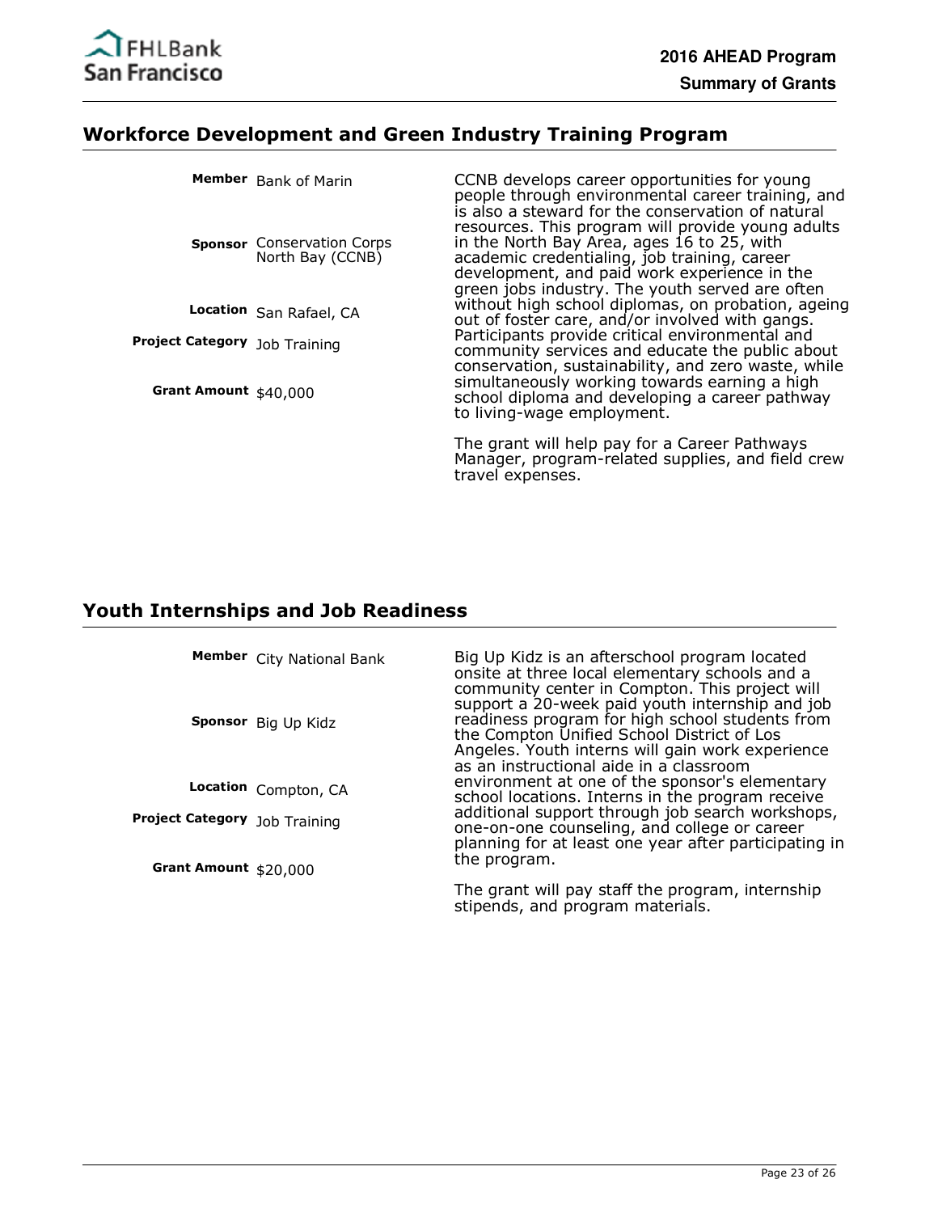## Workforce Development and Green Industry Training Program

**Member** Bank of Marin

**Sponsor** Conservation Corps North Bay (CCNB)

**Location** San Rafael, CA

**Project Category** Job Training

**Grant Amount** $40,000

CCNB develops career opportunities for young people through environmental career training, and is also a steward for the conservation of natural resources. This program will provide young adults in the North Bay Area, ages 16 to 25, with academic credentialing, job training, career development, and paid work experience in the green jobs industry. The youth served are often without high school diplomas, on probation, ageing out of foster care, and/or involved with gangs. Participants provide critical environmental and community services and educate the public about conservation, sustainability, and zero waste, while simultaneously working towards earning a high school diploma and developing a career pathway to living-wage employment.

The grant will help pay for a Career Pathways Manager, program-related supplies, and field crew travel expenses.

## Youth Internships and Job Readiness

**Member** City National Bank

**Sponsor** Big Up Kidz

**Location** Compton, CA

**Project Category** Job Training

**Grant Amount** $20,000

Big Up Kidz is an afterschool program located onsite at three local elementary schools and a community center in Compton. This project will support a 20-week paid youth internship and job readiness program for high school students from the Compton Unified School District of Los Angeles. Youth interns will gain work experience as an instructional aide in a classroom environment at one of the sponsor's elementary school locations. Interns in the program receive additional support through job search workshops, one-on-one counseling, and college or career planning for at least one year after participating in the program.

The grant will pay staff the program, internship stipends, and program materials.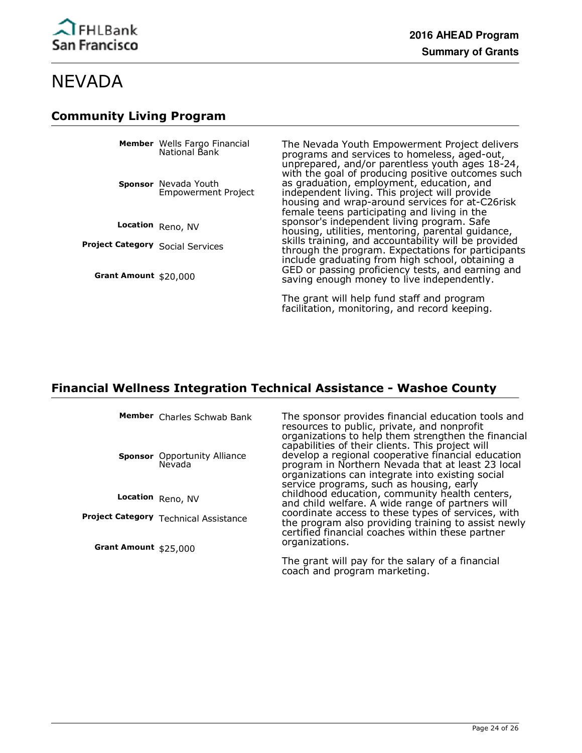# NEVADA

## Community Living Program

**Member** Wells Fargo Financial National Bank

**Sponsor** Nevada Youth Empowerment Project

**Location** Reno, NV

**Project Category** Social Services

**Grant Amount** $20,000

The Nevada Youth Empowerment Project delivers programs and services to homeless, aged-out, unprepared, and/or parentless youth ages 18-24, with the goal of producing positive outcomes such as graduation, employment, education, and independent living. This project will provide housing and wrap-around services for at-C26risk female teens participating and living in the sponsor's independent living program. Safe housing, utilities, mentoring, parental guidance, skills training, and accountability will be provided through the program. Expectations for participants include graduating from high school, obtaining a GED or passing proficiency tests, and earning and saving enough money to live independently.

The grant will help fund staff and program facilitation, monitoring, and record keeping.

## Financial Wellness Integration Technical Assistance - Washoe County

**Member** Charles Schwab Bank

**Sponsor** Opportunity Alliance Nevada

**Location** Reno, NV

**Project Category** Technical Assistance

**Grant Amount** $25,000

The sponsor provides financial education tools and resources to public, private, and nonprofit organizations to help them strengthen the financial capabilities of their clients. This project will develop a regional cooperative financial education program in Northern Nevada that at least 23 local organizations can integrate into existing social service programs, such as housing, early childhood education, community health centers, and child welfare. A wide range of partners will coordinate access to these types of services, with the program also providing training to assist newly certified financial coaches within these partner organizations.

The grant will pay for the salary of a financial coach and program marketing.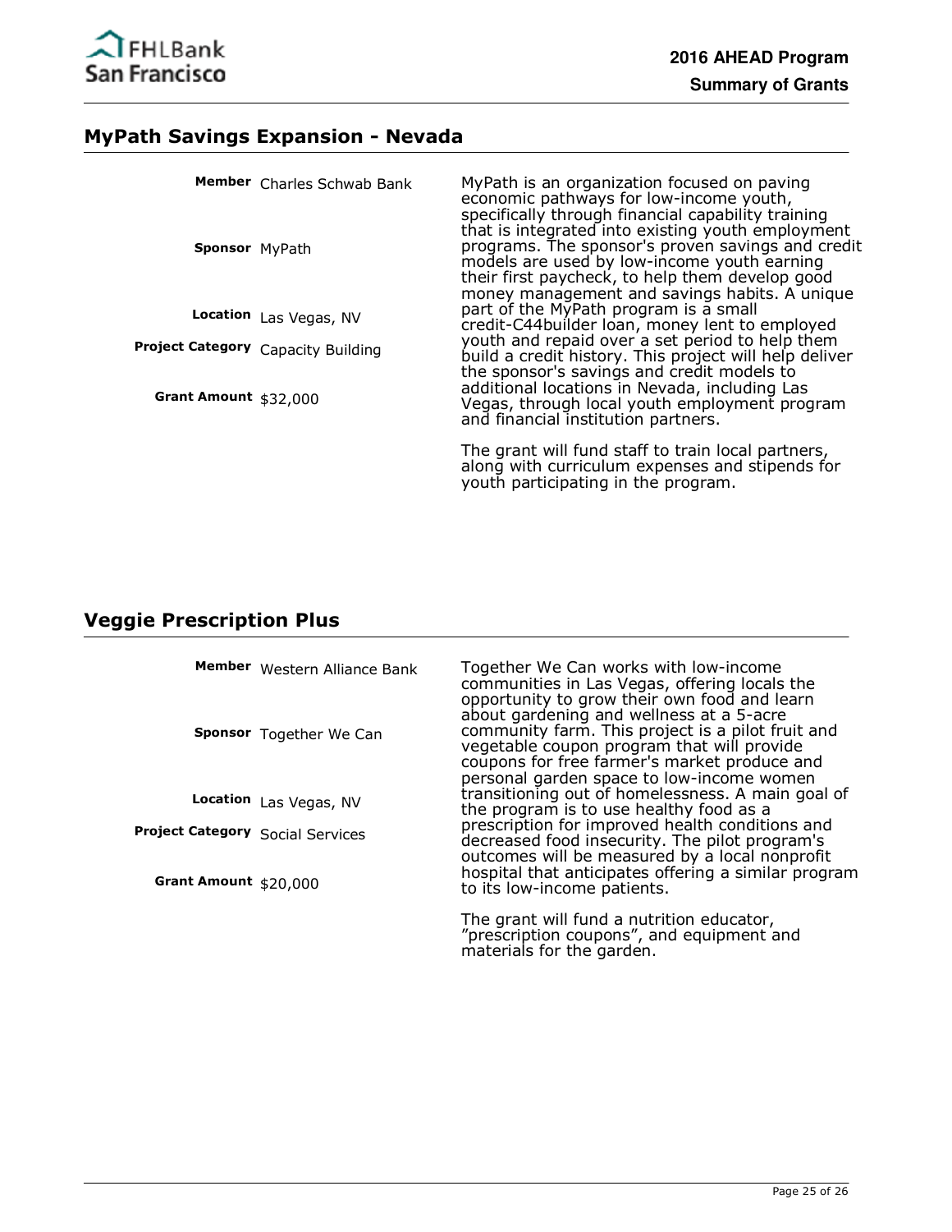## MyPath Savings Expansion - Nevada

**Member** Charles Schwab Bank

**Sponsor** MyPath

**Location** Las Vegas, NV

**Project Category** Capacity Building

**Grant Amount** $32,000

MyPath is an organization focused on paving economic pathways for low-income youth, specifically through financial capability training that is integrated into existing youth employment programs. The sponsor's proven savings and credit models are used by low-income youth earning their first paycheck, to help them develop good money management and savings habits. A unique part of the MyPath program is a small credit-C44builder loan, money lent to employed youth and repaid over a set period to help them build a credit history. This project will help deliver the sponsor's savings and credit models to additional locations in Nevada, including Las Vegas, through local youth employment program and financial institution partners.

The grant will fund staff to train local partners, along with curriculum expenses and stipends for youth participating in the program.

## Veggie Prescription Plus

**Member** Western Alliance Bank

**Sponsor** Together We Can

**Location** Las Vegas, NV

**Project Category** Social Services

**Grant Amount** $20,000

Together We Can works with low-income communities in Las Vegas, offering locals the opportunity to grow their own food and learn about gardening and wellness at a 5-acre community farm. This project is a pilot fruit and vegetable coupon program that will provide coupons for free farmer's market produce and personal garden space to low-income women transitioning out of homelessness. A main goal of the program is to use healthy food as a prescription for improved health conditions and decreased food insecurity. The pilot program's outcomes will be measured by a local nonprofit hospital that anticipates offering a similar program to its low-income patients.

The grant will fund a nutrition educator, "prescription coupons", and equipment and materials for the garden.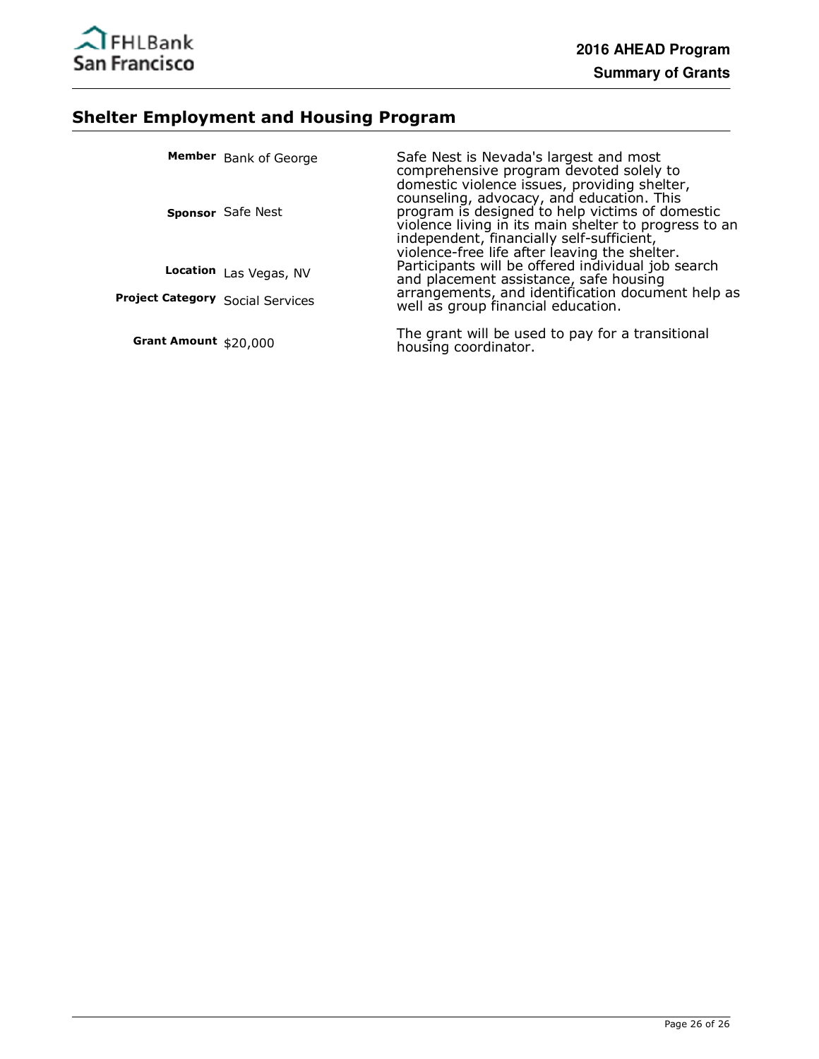## Shelter Employment and Housing Program

| | |
|---|---|
| **Member** | Bank of George |
| **Sponsor** | Safe Nest |
| **Location** | Las Vegas, NV |
| **Project Category** | Social Services |
| **Grant Amount** | $20,000 |

Safe Nest is Nevada's largest and most comprehensive program devoted solely to domestic violence issues, providing shelter, counseling, advocacy, and education. This program is designed to help victims of domestic violence living in its main shelter to progress to an independent, financially self-sufficient, violence-free life after leaving the shelter. Participants will be offered individual job search and placement assistance, safe housing arrangements, and identification document help as well as group financial education.

The grant will be used to pay for a transitional housing coordinator.